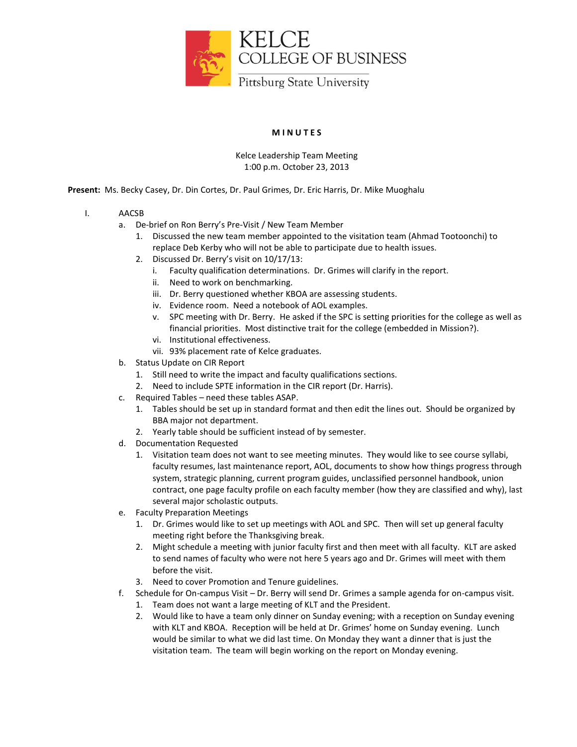KELCE
COLLEGE OF BUSINESS
Pittsburg State University

**MINUTES**

Kelce Leadership Team Meeting
1:00 p.m. October 23, 2013

**Present:** Ms. Becky Casey, Dr. Din Cortes, Dr. Paul Grimes, Dr. Eric Harris, Dr. Mike Muoghalu

I. AACSB
   a. De-brief on Ron Berry's Pre-Visit / New Team Member
      1. Discussed the new team member appointed to the visitation team (Ahmad Tootoonchi) to replace Deb Kerby who will not be able to participate due to health issues.
      2. Discussed Dr. Berry's visit on 10/17/13:
         i. Faculty qualification determinations. Dr. Grimes will clarify in the report.
         ii. Need to work on benchmarking.
         iii. Dr. Berry questioned whether KBOA are assessing students.
         iv. Evidence room. Need a notebook of AOL examples.
         v. SPC meeting with Dr. Berry. He asked if the SPC is setting priorities for the college as well as financial priorities. Most distinctive trait for the college (embedded in Mission?).
         vi. Institutional effectiveness.
         vii. 93% placement rate of Kelce graduates.
   b. Status Update on CIR Report
      1. Still need to write the impact and faculty qualifications sections.
      2. Need to include SPTE information in the CIR report (Dr. Harris).
   c. Required Tables – need these tables ASAP.
      1. Tables should be set up in standard format and then edit the lines out. Should be organized by BBA major not department.
      2. Yearly table should be sufficient instead of by semester.
   d. Documentation Requested
      1. Visitation team does not want to see meeting minutes. They would like to see course syllabi, faculty resumes, last maintenance report, AOL, documents to show how things progress through system, strategic planning, current program guides, unclassified personnel handbook, union contract, one page faculty profile on each faculty member (how they are classified and why), last several major scholastic outputs.
   e. Faculty Preparation Meetings
      1. Dr. Grimes would like to set up meetings with AOL and SPC. Then will set up general faculty meeting right before the Thanksgiving break.
      2. Might schedule a meeting with junior faculty first and then meet with all faculty. KLT are asked to send names of faculty who were not here 5 years ago and Dr. Grimes will meet with them before the visit.
      3. Need to cover Promotion and Tenure guidelines.
   f. Schedule for On-campus Visit – Dr. Berry will send Dr. Grimes a sample agenda for on-campus visit.
      1. Team does not want a large meeting of KLT and the President.
      2. Would like to have a team only dinner on Sunday evening; with a reception on Sunday evening with KLT and KBOA. Reception will be held at Dr. Grimes' home on Sunday evening. Lunch would be similar to what we did last time. On Monday they want a dinner that is just the visitation team. The team will begin working on the report on Monday evening.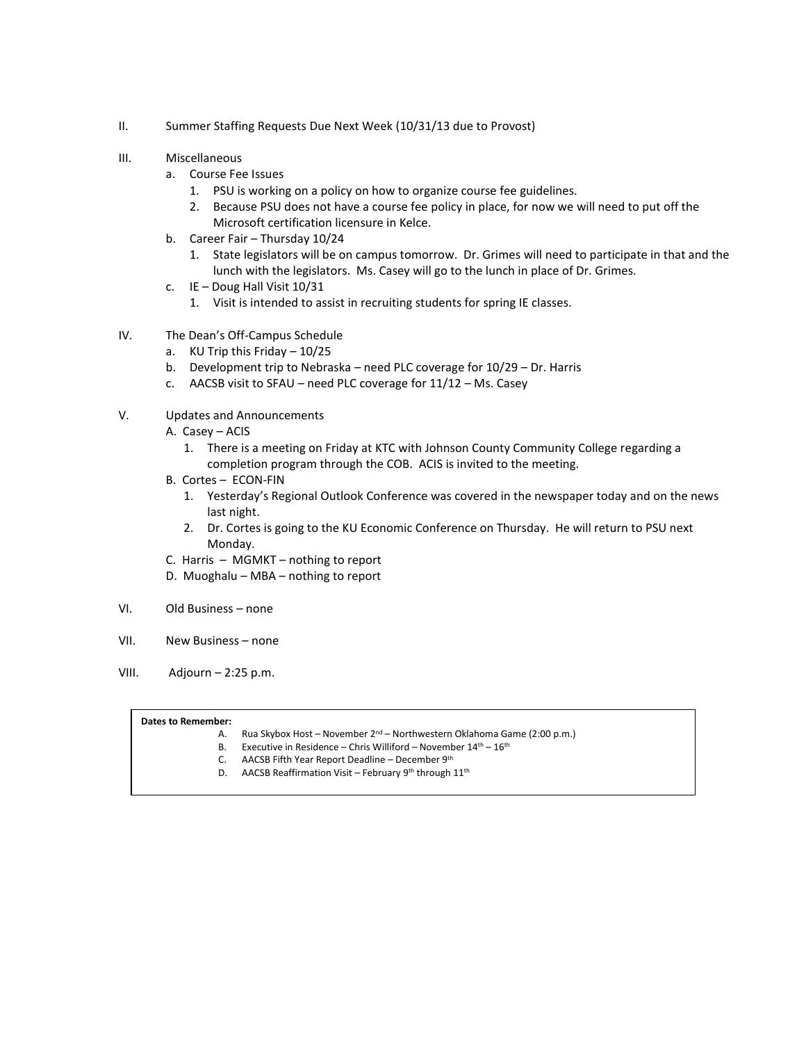II. Summer Staffing Requests Due Next Week (10/31/13 due to Provost)

III. Miscellaneous

a. Course Fee Issues
   1. PSU is working on a policy on how to organize course fee guidelines.
   2. Because PSU does not have a course fee policy in place, for now we will need to put off the Microsoft certification licensure in Kelce.

b. Career Fair – Thursday 10/24
   1. State legislators will be on campus tomorrow. Dr. Grimes will need to participate in that and the lunch with the legislators. Ms. Casey will go to the lunch in place of Dr. Grimes.

c. IE – Doug Hall Visit 10/31
   1. Visit is intended to assist in recruiting students for spring IE classes.

IV. The Dean's Off-Campus Schedule

a. KU Trip this Friday – 10/25
b. Development trip to Nebraska – need PLC coverage for 10/29 – Dr. Harris
c. AACSB visit to SFAU – need PLC coverage for 11/12 – Ms. Casey

V. Updates and Announcements

A. Casey – ACIS
   1. There is a meeting on Friday at KTC with Johnson County Community College regarding a completion program through the COB. ACIS is invited to the meeting.

B. Cortes – ECON-FIN
   1. Yesterday's Regional Outlook Conference was covered in the newspaper today and on the news last night.
   2. Dr. Cortes is going to the KU Economic Conference on Thursday. He will return to PSU next Monday.

C. Harris – MGMKT – nothing to report

D. Muoghalu – MBA – nothing to report

VI. Old Business – none

VII. New Business – none

VIII. Adjourn – 2:25 p.m.

**Dates to Remember:**

A. Rua Skybox Host – November 2nd – Northwestern Oklahoma Game (2:00 p.m.)
B. Executive in Residence – Chris Williford – November 14th – 16th
C. AACSB Fifth Year Report Deadline – December 9th
D. AACSB Reaffirmation Visit – February 9th through 11th